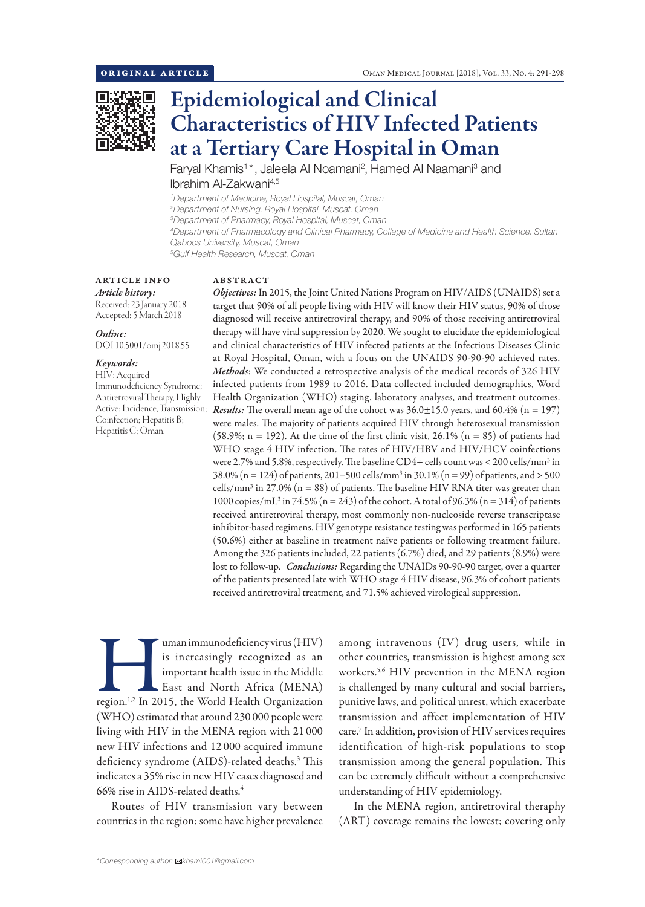ORIGINAL ARTICLE

# Epidemiological and Clinical Characteristics of HIV Infected Patients at a Tertiary Care Hospital in Oman

Faryal Khamis[1]*, Jaleela Al Noamani[2], Hamed Al Naamani[3] and Ibrahim Al-Zakwani[4,5]

[1]Department of Medicine, Royal Hospital, Muscat, Oman
[2]Department of Nursing, Royal Hospital, Muscat, Oman
[3]Department of Pharmacy, Royal Hospital, Muscat, Oman
[4]Department of Pharmacology and Clinical Pharmacy, College of Medicine and Health Science, Sultan Qaboos University, Muscat, Oman
[5]Gulf Health Research, Muscat, Oman

## ARTICLE INFO

*Article history:*
Received: 23 January 2018
Accepted: 5 March 2018

*Online:*
DOI 10.5001/omj.2018.55

*Keywords:*
HIV; Acquired Immunodeficiency Syndrome; Antiretroviral Therapy, Highly Active; Incidence, Transmission; Coinfection; Hepatitis B; Hepatitis C; Oman.

## ABSTRACT

***Objectives:*** In 2015, the Joint United Nations Program on HIV/AIDS (UNAIDS) set a target that 90% of all people living with HIV will know their HIV status, 90% of those diagnosed will receive antiretroviral therapy, and 90% of those receiving antiretroviral therapy will have viral suppression by 2020. We sought to elucidate the epidemiological and clinical characteristics of HIV infected patients at the Infectious Diseases Clinic at Royal Hospital, Oman, with a focus on the UNAIDS 90-90-90 achieved rates. ***Methods***: We conducted a retrospective analysis of the medical records of 326 HIV infected patients from 1989 to 2016. Data collected included demographics, Word Health Organization (WHO) staging, laboratory analyses, and treatment outcomes. ***Results:*** The overall mean age of the cohort was 36.0±15.0 years, and 60.4% (n = 197) were males. The majority of patients acquired HIV through heterosexual transmission (58.9%; n = 192). At the time of the first clinic visit, 26.1% (n = 85) of patients had WHO stage 4 HIV infection. The rates of HIV/HBV and HIV/HCV coinfections were 2.7% and 5.8%, respectively. The baseline CD4+ cells count was < 200 cells/mm$^3$ in 38.0% (n = 124) of patients, 201–500 cells/mm$^3$ in 30.1% (n = 99) of patients, and > 500 cells/mm$^3$ in 27.0% (n = 88) of patients. The baseline HIV RNA titer was greater than 1000 copies/mL$^3$ in 74.5% (n = 243) of the cohort. A total of 96.3% (n = 314) of patients received antiretroviral therapy, most commonly non-nucleoside reverse transcriptase inhibitor-based regimens. HIV genotype resistance testing was performed in 165 patients (50.6%) either at baseline in treatment naïve patients or following treatment failure. Among the 326 patients included, 22 patients (6.7%) died, and 29 patients (8.9%) were lost to follow-up. ***Conclusions:*** Regarding the UNAIDs 90-90-90 target, over a quarter of the patients presented late with WHO stage 4 HIV disease, 96.3% of cohort patients received antiretroviral treatment, and 71.5% achieved virological suppression.

Human immunodeficiency virus (HIV) is increasingly recognized as an important health issue in the Middle East and North Africa (MENA) region.[1,2] In 2015, the World Health Organization (WHO) estimated that around 230 000 people were living with HIV in the MENA region with 21 000 new HIV infections and 12 000 acquired immune deficiency syndrome (AIDS)-related deaths.[3] This indicates a 35% rise in new HIV cases diagnosed and 66% rise in AIDS-related deaths.[4]

Routes of HIV transmission vary between countries in the region; some have higher prevalence among intravenous (IV) drug users, while in other countries, transmission is highest among sex workers.[5,6] HIV prevention in the MENA region is challenged by many cultural and social barriers, punitive laws, and political unrest, which exacerbate transmission and affect implementation of HIV care.[7] In addition, provision of HIV services requires identification of high-risk populations to stop transmission among the general population. This can be extremely difficult without a comprehensive understanding of HIV epidemiology.

In the MENA region, antiretroviral theraphy (ART) coverage remains the lowest; covering only

*Corresponding author: khami001@gmail.com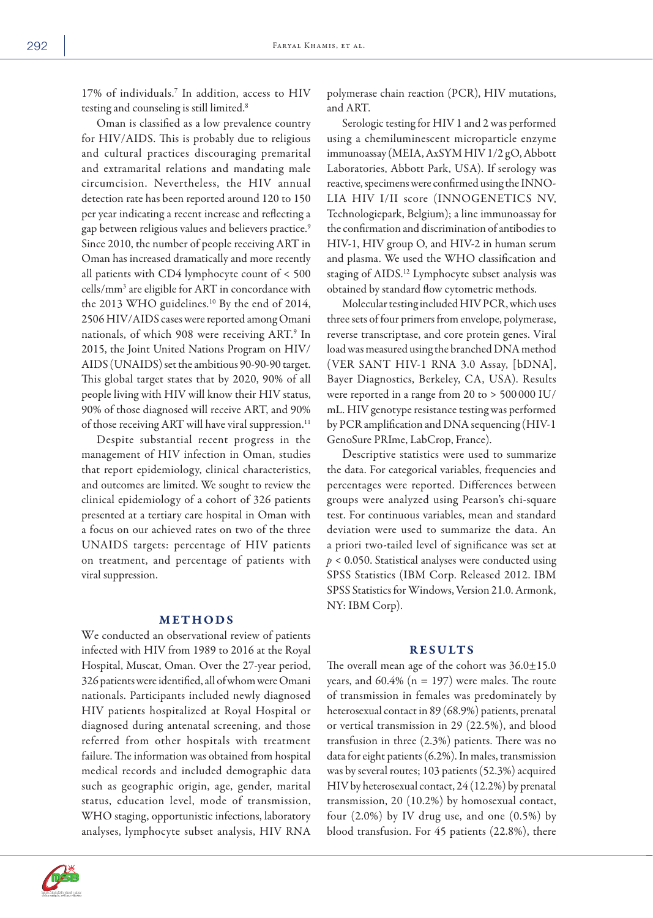17% of individuals.[7] In addition, access to HIV testing and counseling is still limited.[8]

Oman is classified as a low prevalence country for HIV/AIDS. This is probably due to religious and cultural practices discouraging premarital and extramarital relations and mandating male circumcision. Nevertheless, the HIV annual detection rate has been reported around 120 to 150 per year indicating a recent increase and reflecting a gap between religious values and believers practice.[9] Since 2010, the number of people receiving ART in Oman has increased dramatically and more recently all patients with CD4 lymphocyte count of < 500 cells/mm$^3$ are eligible for ART in concordance with the 2013 WHO guidelines.[10] By the end of 2014, 2506 HIV/AIDS cases were reported among Omani nationals, of which 908 were receiving ART.[9] In 2015, the Joint United Nations Program on HIV/AIDS (UNAIDS) set the ambitious 90-90-90 target. This global target states that by 2020, 90% of all people living with HIV will know their HIV status, 90% of those diagnosed will receive ART, and 90% of those receiving ART will have viral suppression.[11]

Despite substantial recent progress in the management of HIV infection in Oman, studies that report epidemiology, clinical characteristics, and outcomes are limited. We sought to review the clinical epidemiology of a cohort of 326 patients presented at a tertiary care hospital in Oman with a focus on our achieved rates on two of the three UNAIDS targets: percentage of HIV patients on treatment, and percentage of patients with viral suppression.

## METHODS

We conducted an observational review of patients infected with HIV from 1989 to 2016 at the Royal Hospital, Muscat, Oman. Over the 27-year period, 326 patients were identified, all of whom were Omani nationals. Participants included newly diagnosed HIV patients hospitalized at Royal Hospital or diagnosed during antenatal screening, and those referred from other hospitals with treatment failure. The information was obtained from hospital medical records and included demographic data such as geographic origin, age, gender, marital status, education level, mode of transmission, WHO staging, opportunistic infections, laboratory analyses, lymphocyte subset analysis, HIV RNA polymerase chain reaction (PCR), HIV mutations, and ART.

Serologic testing for HIV 1 and 2 was performed using a chemiluminescent microparticle enzyme immunoassay (MEIA, AxSYM HIV 1/2 gO, Abbott Laboratories, Abbott Park, USA). If serology was reactive, specimens were confirmed using the INNO-LIA HIV I/II score (INNOGENETICS NV, Technologiepark, Belgium); a line immunoassay for the confirmation and discrimination of antibodies to HIV-1, HIV group O, and HIV-2 in human serum and plasma. We used the WHO classification and staging of AIDS.[12] Lymphocyte subset analysis was obtained by standard flow cytometric methods.

Molecular testing included HIV PCR, which uses three sets of four primers from envelope, polymerase, reverse transcriptase, and core protein genes. Viral load was measured using the branched DNA method (VER SANT HIV-1 RNA 3.0 Assay, [bDNA], Bayer Diagnostics, Berkeley, CA, USA). Results were reported in a range from 20 to > 500 000 IU/mL. HIV genotype resistance testing was performed by PCR amplification and DNA sequencing (HIV-1 GenoSure PRIme, LabCrop, France).

Descriptive statistics were used to summarize the data. For categorical variables, frequencies and percentages were reported. Differences between groups were analyzed using Pearson's chi-square test. For continuous variables, mean and standard deviation were used to summarize the data. An a priori two-tailed level of significance was set at $p < 0.050$. Statistical analyses were conducted using SPSS Statistics (IBM Corp. Released 2012. IBM SPSS Statistics for Windows, Version 21.0. Armonk, NY: IBM Corp).

## RESULTS

The overall mean age of the cohort was 36.0±15.0 years, and 60.4% (n = 197) were males. The route of transmission in females was predominately by heterosexual contact in 89 (68.9%) patients, prenatal or vertical transmission in 29 (22.5%), and blood transfusion in three (2.3%) patients. There was no data for eight patients (6.2%). In males, transmission was by several routes; 103 patients (52.3%) acquired HIV by heterosexual contact, 24 (12.2%) by prenatal transmission, 20 (10.2%) by homosexual contact, four (2.0%) by IV drug use, and one (0.5%) by blood transfusion. For 45 patients (22.8%), there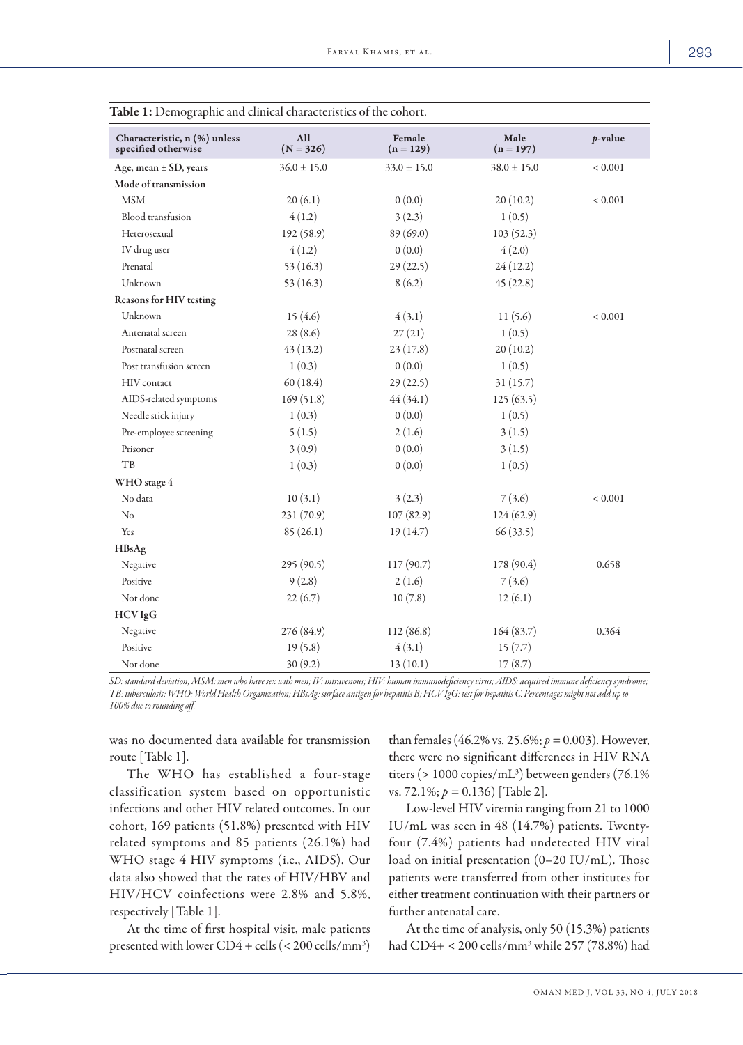**Table 1:** Demographic and clinical characteristics of the cohort.

| Characteristic, n (%) unless specified otherwise | All (N = 326) | Female (n = 129) | Male (n = 197) | $p$-value |
|---|---|---|---|---|
| Age, mean ± SD, years | 36.0 ± 15.0 | 33.0 ± 15.0 | 38.0 ± 15.0 | < 0.001 |
| Mode of transmission | | | | |
| MSM | 20 (6.1) | 0 (0.0) | 20 (10.2) | < 0.001 |
| Blood transfusion | 4 (1.2) | 3 (2.3) | 1 (0.5) | |
| Heterosexual | 192 (58.9) | 89 (69.0) | 103 (52.3) | |
| IV drug user | 4 (1.2) | 0 (0.0) | 4 (2.0) | |
| Prenatal | 53 (16.3) | 29 (22.5) | 24 (12.2) | |
| Unknown | 53 (16.3) | 8 (6.2) | 45 (22.8) | |
| Reasons for HIV testing | | | | |
| Unknown | 15 (4.6) | 4 (3.1) | 11 (5.6) | < 0.001 |
| Antenatal screen | 28 (8.6) | 27 (21) | 1 (0.5) | |
| Postnatal screen | 43 (13.2) | 23 (17.8) | 20 (10.2) | |
| Post transfusion screen | 1 (0.3) | 0 (0.0) | 1 (0.5) | |
| HIV contact | 60 (18.4) | 29 (22.5) | 31 (15.7) | |
| AIDS-related symptoms | 169 (51.8) | 44 (34.1) | 125 (63.5) | |
| Needle stick injury | 1 (0.3) | 0 (0.0) | 1 (0.5) | |
| Pre-employee screening | 5 (1.5) | 2 (1.6) | 3 (1.5) | |
| Prisoner | 3 (0.9) | 0 (0.0) | 3 (1.5) | |
| TB | 1 (0.3) | 0 (0.0) | 1 (0.5) | |
| WHO stage 4 | | | | |
| No data | 10 (3.1) | 3 (2.3) | 7 (3.6) | < 0.001 |
| No | 231 (70.9) | 107 (82.9) | 124 (62.9) | |
| Yes | 85 (26.1) | 19 (14.7) | 66 (33.5) | |
| HBsAg | | | | |
| Negative | 295 (90.5) | 117 (90.7) | 178 (90.4) | 0.658 |
| Positive | 9 (2.8) | 2 (1.6) | 7 (3.6) | |
| Not done | 22 (6.7) | 10 (7.8) | 12 (6.1) | |
| HCV IgG | | | | |
| Negative | 276 (84.9) | 112 (86.8) | 164 (83.7) | 0.364 |
| Positive | 19 (5.8) | 4 (3.1) | 15 (7.7) | |
| Not done | 30 (9.2) | 13 (10.1) | 17 (8.7) | |

*SD: standard deviation; MSM: men who have sex with men; IV: intravenous; HIV: human immunodeficiency virus; AIDS: acquired immune deficiency syndrome; TB: tuberculosis; WHO: World Health Organization; HBsAg: surface antigen for hepatitis B; HCV IgG: test for hepatitis C. Percentages might not add up to 100% due to rounding off.*

was no documented data available for transmission route [Table 1].

The WHO has established a four-stage classification system based on opportunistic infections and other HIV related outcomes. In our cohort, 169 patients (51.8%) presented with HIV related symptoms and 85 patients (26.1%) had WHO stage 4 HIV symptoms (i.e., AIDS). Our data also showed that the rates of HIV/HBV and HIV/HCV coinfections were 2.8% and 5.8%, respectively [Table 1].

At the time of first hospital visit, male patients presented with lower CD4 + cells (< 200 cells/mm$^3$) than females (46.2% vs. 25.6%; $p = 0.003$). However, there were no significant differences in HIV RNA titers (> 1000 copies/mL$^3$) between genders (76.1% vs. 72.1%; $p = 0.136$) [Table 2].

Low-level HIV viremia ranging from 21 to 1000 IU/mL was seen in 48 (14.7%) patients. Twenty-four (7.4%) patients had undetected HIV viral load on initial presentation (0–20 IU/mL). Those patients were transferred from other institutes for either treatment continuation with their partners or further antenatal care.

At the time of analysis, only 50 (15.3%) patients had CD4+ < 200 cells/mm$^3$ while 257 (78.8%) had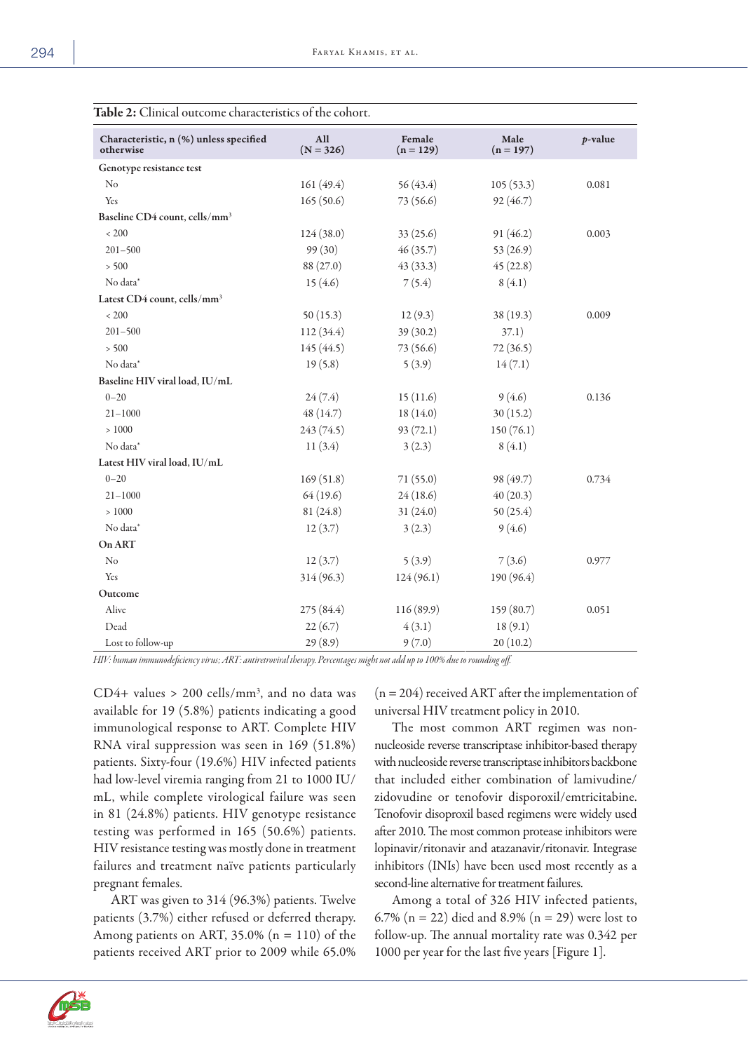**Table 2:** Clinical outcome characteristics of the cohort.

| Characteristic, n (%) unless specified otherwise | All (N = 326) | Female (n = 129) | Male (n = 197) | *p*-value |
|---|---|---|---|---|
| **Genotype resistance test** | | | | |
| No | 161 (49.4) | 56 (43.4) | 105 (53.3) | 0.081 |
| Yes | 165 (50.6) | 73 (56.6) | 92 (46.7) | |
| **Baseline CD4 count, cells/mm³** | | | | |
| < 200 | 124 (38.0) | 33 (25.6) | 91 (46.2) | 0.003 |
| 201–500 | 99 (30) | 46 (35.7) | 53 (26.9) | |
| > 500 | 88 (27.0) | 43 (33.3) | 45 (22.8) | |
| No data* | 15 (4.6) | 7 (5.4) | 8 (4.1) | |
| **Latest CD4 count, cells/mm³** | | | | |
| < 200 | 50 (15.3) | 12 (9.3) | 38 (19.3) | 0.009 |
| 201–500 | 112 (34.4) | 39 (30.2) | 37.1) | |
| > 500 | 145 (44.5) | 73 (56.6) | 72 (36.5) | |
| No data* | 19 (5.8) | 5 (3.9) | 14 (7.1) | |
| **Baseline HIV viral load, IU/mL** | | | | |
| 0–20 | 24 (7.4) | 15 (11.6) | 9 (4.6) | 0.136 |
| 21–1000 | 48 (14.7) | 18 (14.0) | 30 (15.2) | |
| > 1000 | 243 (74.5) | 93 (72.1) | 150 (76.1) | |
| No data* | 11 (3.4) | 3 (2.3) | 8 (4.1) | |
| **Latest HIV viral load, IU/mL** | | | | |
| 0–20 | 169 (51.8) | 71 (55.0) | 98 (49.7) | 0.734 |
| 21–1000 | 64 (19.6) | 24 (18.6) | 40 (20.3) | |
| > 1000 | 81 (24.8) | 31 (24.0) | 50 (25.4) | |
| No data* | 12 (3.7) | 3 (2.3) | 9 (4.6) | |
| **On ART** | | | | |
| No | 12 (3.7) | 5 (3.9) | 7 (3.6) | 0.977 |
| Yes | 314 (96.3) | 124 (96.1) | 190 (96.4) | |
| **Outcome** | | | | |
| Alive | 275 (84.4) | 116 (89.9) | 159 (80.7) | 0.051 |
| Dead | 22 (6.7) | 4 (3.1) | 18 (9.1) | |
| Lost to follow-up | 29 (8.9) | 9 (7.0) | 20 (10.2) | |

*HIV: human immunodeficiency virus; ART: antiretroviral therapy. Percentages might not add up to 100% due to rounding off.*

CD4+ values > 200 cells/mm³, and no data was available for 19 (5.8%) patients indicating a good immunological response to ART. Complete HIV RNA viral suppression was seen in 169 (51.8%) patients. Sixty-four (19.6%) HIV infected patients had low-level viremia ranging from 21 to 1000 IU/mL, while complete virological failure was seen in 81 (24.8%) patients. HIV genotype resistance testing was performed in 165 (50.6%) patients. HIV resistance testing was mostly done in treatment failures and treatment naïve patients particularly pregnant females.

ART was given to 314 (96.3%) patients. Twelve patients (3.7%) either refused or deferred therapy. Among patients on ART, 35.0% (n = 110) of the patients received ART prior to 2009 while 65.0% (n = 204) received ART after the implementation of universal HIV treatment policy in 2010.

The most common ART regimen was non-nucleoside reverse transcriptase inhibitor-based therapy with nucleoside reverse transcriptase inhibitors backbone that included either combination of lamivudine/zidovudine or tenofovir disoproxil/emtricitabine. Tenofovir disoproxil based regimens were widely used after 2010. The most common protease inhibitors were lopinavir/ritonavir and atazanavir/ritonavir. Integrase inhibitors (INIs) have been used most recently as a second-line alternative for treatment failures.

Among a total of 326 HIV infected patients, 6.7% (n = 22) died and 8.9% (n = 29) were lost to follow-up. The annual mortality rate was 0.342 per 1000 per year for the last five years [Figure 1].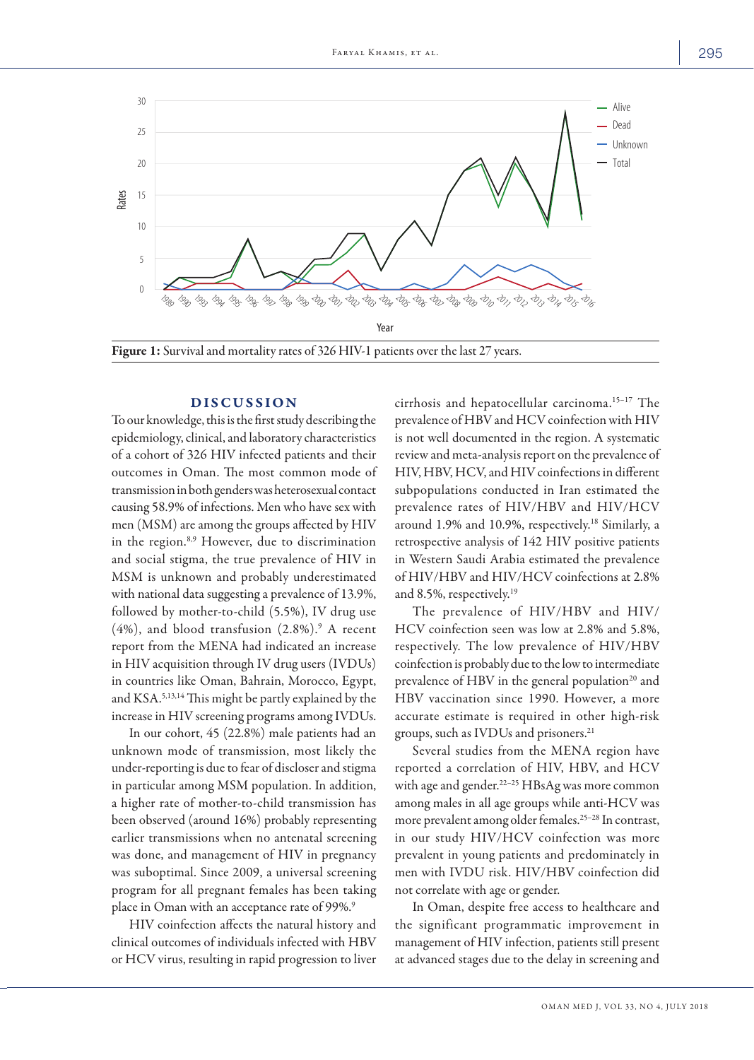Figure 1: Survival and mortality rates of 326 HIV-1 patients over the last 27 years.

## DISCUSSION

To our knowledge, this is the first study describing the epidemiology, clinical, and laboratory characteristics of a cohort of 326 HIV infected patients and their outcomes in Oman. The most common mode of transmission in both genders was heterosexual contact causing 58.9% of infections. Men who have sex with men (MSM) are among the groups affected by HIV in the region.[8,9] However, due to discrimination and social stigma, the true prevalence of HIV in MSM is unknown and probably underestimated with national data suggesting a prevalence of 13.9%, followed by mother-to-child (5.5%), IV drug use (4%), and blood transfusion (2.8%).[9] A recent report from the MENA had indicated an increase in HIV acquisition through IV drug users (IVDUs) in countries like Oman, Bahrain, Morocco, Egypt, and KSA.[5,13,14] This might be partly explained by the increase in HIV screening programs among IVDUs.

In our cohort, 45 (22.8%) male patients had an unknown mode of transmission, most likely the under-reporting is due to fear of discloser and stigma in particular among MSM population. In addition, a higher rate of mother-to-child transmission has been observed (around 16%) probably representing earlier transmissions when no antenatal screening was done, and management of HIV in pregnancy was suboptimal. Since 2009, a universal screening program for all pregnant females has been taking place in Oman with an acceptance rate of 99%.[9]

HIV coinfection affects the natural history and clinical outcomes of individuals infected with HBV or HCV virus, resulting in rapid progression to liver cirrhosis and hepatocellular carcinoma.[15–17] The prevalence of HBV and HCV coinfection with HIV is not well documented in the region. A systematic review and meta-analysis report on the prevalence of HIV, HBV, HCV, and HIV coinfections in different subpopulations conducted in Iran estimated the prevalence rates of HIV/HBV and HIV/HCV around 1.9% and 10.9%, respectively.[18] Similarly, a retrospective analysis of 142 HIV positive patients in Western Saudi Arabia estimated the prevalence of HIV/HBV and HIV/HCV coinfections at 2.8% and 8.5%, respectively.[19]

The prevalence of HIV/HBV and HIV/HCV coinfection seen was low at 2.8% and 5.8%, respectively. The low prevalence of HIV/HBV coinfection is probably due to the low to intermediate prevalence of HBV in the general population[20] and HBV vaccination since 1990. However, a more accurate estimate is required in other high-risk groups, such as IVDUs and prisoners.[21]

Several studies from the MENA region have reported a correlation of HIV, HBV, and HCV with age and gender.[22–25] HBsAg was more common among males in all age groups while anti-HCV was more prevalent among older females.[25–28] In contrast, in our study HIV/HCV coinfection was more prevalent in young patients and predominately in men with IVDU risk. HIV/HBV coinfection did not correlate with age or gender.

In Oman, despite free access to healthcare and the significant programmatic improvement in management of HIV infection, patients still present at advanced stages due to the delay in screening and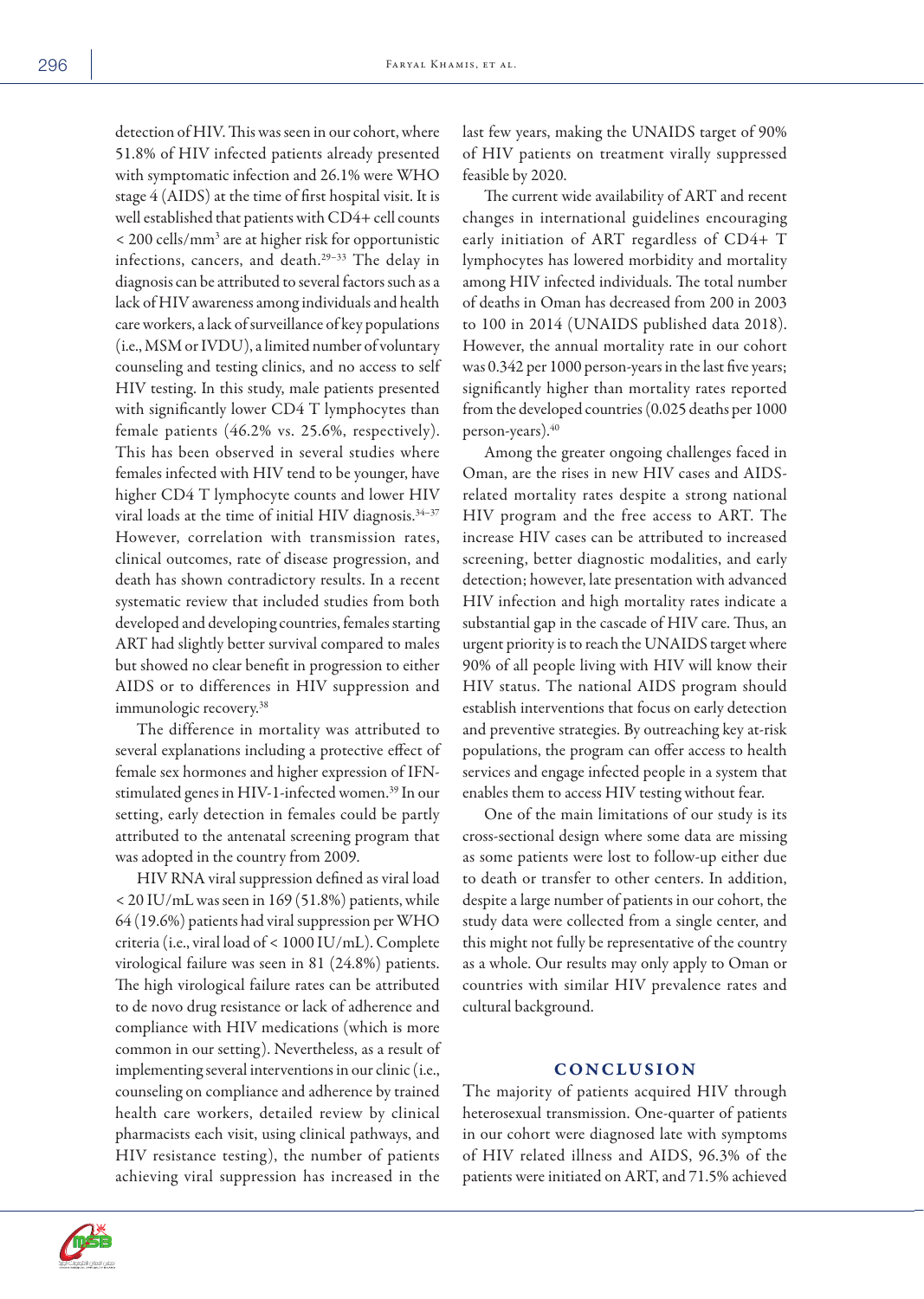detection of HIV. This was seen in our cohort, where 51.8% of HIV infected patients already presented with symptomatic infection and 26.1% were WHO stage 4 (AIDS) at the time of first hospital visit. It is well established that patients with CD4+ cell counts < 200 cells/mm$^3$ are at higher risk for opportunistic infections, cancers, and death.[29–33] The delay in diagnosis can be attributed to several factors such as a lack of HIV awareness among individuals and health care workers, a lack of surveillance of key populations (i.e., MSM or IVDU), a limited number of voluntary counseling and testing clinics, and no access to self HIV testing. In this study, male patients presented with significantly lower CD4 T lymphocytes than female patients (46.2% vs. 25.6%, respectively). This has been observed in several studies where females infected with HIV tend to be younger, have higher CD4 T lymphocyte counts and lower HIV viral loads at the time of initial HIV diagnosis.[34–37] However, correlation with transmission rates, clinical outcomes, rate of disease progression, and death has shown contradictory results. In a recent systematic review that included studies from both developed and developing countries, females starting ART had slightly better survival compared to males but showed no clear benefit in progression to either AIDS or to differences in HIV suppression and immunologic recovery.[38]

The difference in mortality was attributed to several explanations including a protective effect of female sex hormones and higher expression of IFN-stimulated genes in HIV-1-infected women.[39] In our setting, early detection in females could be partly attributed to the antenatal screening program that was adopted in the country from 2009.

HIV RNA viral suppression defined as viral load < 20 IU/mL was seen in 169 (51.8%) patients, while 64 (19.6%) patients had viral suppression per WHO criteria (i.e., viral load of < 1000 IU/mL). Complete virological failure was seen in 81 (24.8%) patients. The high virological failure rates can be attributed to de novo drug resistance or lack of adherence and compliance with HIV medications (which is more common in our setting). Nevertheless, as a result of implementing several interventions in our clinic (i.e., counseling on compliance and adherence by trained health care workers, detailed review by clinical pharmacists each visit, using clinical pathways, and HIV resistance testing), the number of patients achieving viral suppression has increased in the last few years, making the UNAIDS target of 90% of HIV patients on treatment virally suppressed feasible by 2020.

The current wide availability of ART and recent changes in international guidelines encouraging early initiation of ART regardless of CD4+ T lymphocytes has lowered morbidity and mortality among HIV infected individuals. The total number of deaths in Oman has decreased from 200 in 2003 to 100 in 2014 (UNAIDS published data 2018). However, the annual mortality rate in our cohort was 0.342 per 1000 person-years in the last five years; significantly higher than mortality rates reported from the developed countries (0.025 deaths per 1000 person-years).[40]

Among the greater ongoing challenges faced in Oman, are the rises in new HIV cases and AIDS-related mortality rates despite a strong national HIV program and the free access to ART. The increase HIV cases can be attributed to increased screening, better diagnostic modalities, and early detection; however, late presentation with advanced HIV infection and high mortality rates indicate a substantial gap in the cascade of HIV care. Thus, an urgent priority is to reach the UNAIDS target where 90% of all people living with HIV will know their HIV status. The national AIDS program should establish interventions that focus on early detection and preventive strategies. By outreaching key at-risk populations, the program can offer access to health services and engage infected people in a system that enables them to access HIV testing without fear.

One of the main limitations of our study is its cross-sectional design where some data are missing as some patients were lost to follow-up either due to death or transfer to other centers. In addition, despite a large number of patients in our cohort, the study data were collected from a single center, and this might not fully be representative of the country as a whole. Our results may only apply to Oman or countries with similar HIV prevalence rates and cultural background.

## CONCLUSION

The majority of patients acquired HIV through heterosexual transmission. One-quarter of patients in our cohort were diagnosed late with symptoms of HIV related illness and AIDS, 96.3% of the patients were initiated on ART, and 71.5% achieved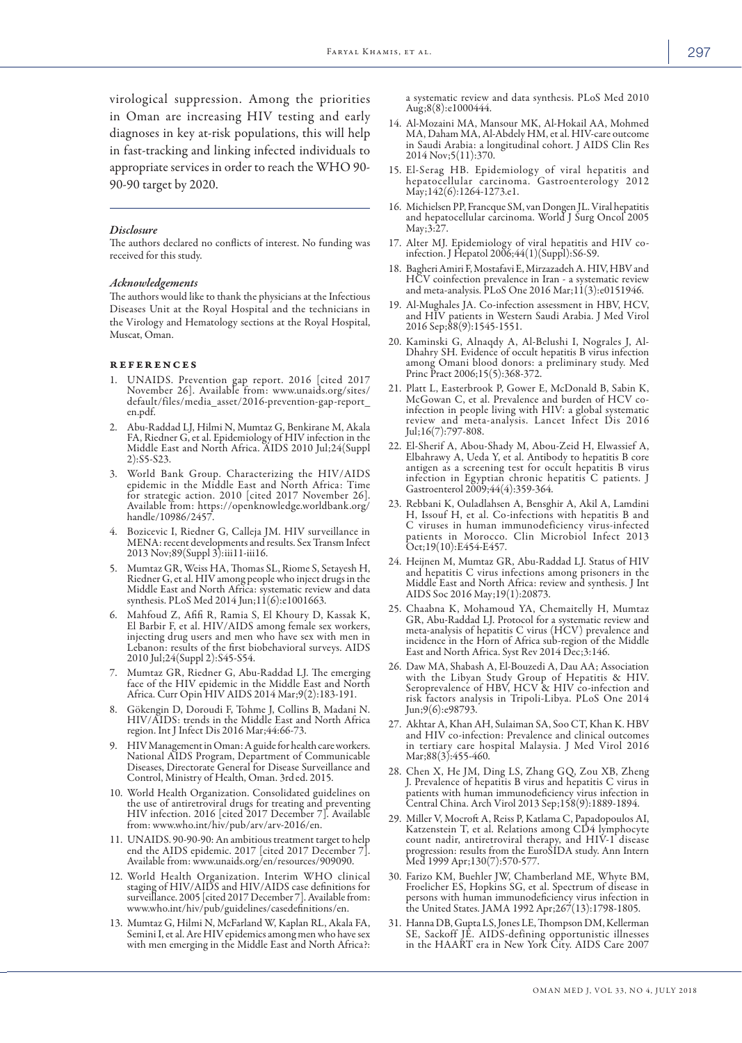virological suppression. Among the priorities in Oman are increasing HIV testing and early diagnoses in key at-risk populations, this will help in fast-tracking and linking infected individuals to appropriate services in order to reach the WHO 90-90-90 target by 2020.

### *Disclosure*

The authors declared no conflicts of interest. No funding was received for this study.

### *Acknowledgements*

The authors would like to thank the physicians at the Infectious Diseases Unit at the Royal Hospital and the technicians in the Virology and Hematology sections at the Royal Hospital, Muscat, Oman.

## REFERENCES

1. UNAIDS. Prevention gap report. 2016 [cited 2017 November 26]. Available from: www.unaids.org/sites/default/files/media_asset/2016-prevention-gap-report_en.pdf.
2. Abu-Raddad LJ, Hilmi N, Mumtaz G, Benkirane M, Akala FA, Riedner G, et al. Epidemiology of HIV infection in the Middle East and North Africa. AIDS 2010 Jul;24(Suppl 2):S5-S23.
3. World Bank Group. Characterizing the HIV/AIDS epidemic in the Middle East and North Africa: Time for strategic action. 2010 [cited 2017 November 26]. Available from: https://openknowledge.worldbank.org/handle/10986/2457.
4. Bozicevic I, Riedner G, Calleja JM. HIV surveillance in MENA: recent developments and results. Sex Transm Infect 2013 Nov;89(Suppl 3):iii11-iii16.
5. Mumtaz GR, Weiss HA, Thomas SL, Riome S, Setayesh H, Riedner G, et al. HIV among people who inject drugs in the Middle East and North Africa: systematic review and data synthesis. PLoS Med 2014 Jun;11(6):e1001663.
6. Mahfoud Z, Afifi R, Ramia S, El Khoury D, Kassak K, El Barbir F, et al. HIV/AIDS among female sex workers, injecting drug users and men who have sex with men in Lebanon: results of the first biobehavioral surveys. AIDS 2010 Jul;24(Suppl 2):S45-S54.
7. Mumtaz GR, Riedner G, Abu-Raddad LJ. The emerging face of the HIV epidemic in the Middle East and North Africa. Curr Opin HIV AIDS 2014 Mar;9(2):183-191.
8. Gökengin D, Doroudi F, Tohme J, Collins B, Madani N. HIV/AIDS: trends in the Middle East and North Africa region. Int J Infect Dis 2016 Mar;44:66-73.
9. HIV Management in Oman: A guide for health care workers. National AIDS Program, Department of Communicable Diseases, Directorate General for Disease Surveillance and Control, Ministry of Health, Oman. 3rd ed. 2015.
10. World Health Organization. Consolidated guidelines on the use of antiretroviral drugs for treating and preventing HIV infection. 2016 [cited 2017 December 7]. Available from: www.who.int/hiv/pub/arv/arv-2016/en.
11. UNAIDS. 90-90-90: An ambitious treatment target to help end the AIDS epidemic. 2017 [cited 2017 December 7]. Available from: www.unaids.org/en/resources/909090.
12. World Health Organization. Interim WHO clinical staging of HIV/AIDS and HIV/AIDS case definitions for surveillance. 2005 [cited 2017 December 7]. Available from: www.who.int/hiv/pub/guidelines/casedefinitions/en.
13. Mumtaz G, Hilmi N, McFarland W, Kaplan RL, Akala FA, Semini I, et al. Are HIV epidemics among men who have sex with men emerging in the Middle East and North Africa?: a systematic review and data synthesis. PLoS Med 2010 Aug;8(8):e1000444.
14. Al-Mozaini MA, Mansour MK, Al-Hokail AA, Mohmed MA, Daham MA, Al-Abdely HM, et al. HIV-care outcome in Saudi Arabia: a longitudinal cohort. J AIDS Clin Res 2014 Nov;5(11):370.
15. El-Serag HB. Epidemiology of viral hepatitis and hepatocellular carcinoma. Gastroenterology 2012 May;142(6):1264-1273.e1.
16. Michielsen PP, Francque SM, van Dongen JL. Viral hepatitis and hepatocellular carcinoma. World J Surg Oncol 2005 May;3:27.
17. Alter MJ. Epidemiology of viral hepatitis and HIV co-infection. J Hepatol 2006;44(1)(Suppl):S6-S9.
18. Bagheri Amiri F, Mostafavi E, Mirzazadeh A. HIV, HBV and HCV coinfection prevalence in Iran - a systematic review and meta-analysis. PLoS One 2016 Mar;11(3):e0151946.
19. Al-Mughales JA. Co-infection assessment in HBV, HCV, and HIV patients in Western Saudi Arabia. J Med Virol 2016 Sep;88(9):1545-1551.
20. Kaminski G, Alnaqdy A, Al-Belushi I, Nograles J, Al-Dhahry SH. Evidence of occult hepatitis B virus infection among Omani blood donors: a preliminary study. Med Princ Pract 2006;15(5):368-372.
21. Platt L, Easterbrook P, Gower E, McDonald B, Sabin K, McGowan C, et al. Prevalence and burden of HCV co-infection in people living with HIV: a global systematic review and meta-analysis. Lancet Infect Dis 2016 Jul;16(7):797-808.
22. El-Sherif A, Abou-Shady M, Abou-Zeid H, Elwassief A, Elbahrawy A, Ueda Y, et al. Antibody to hepatitis B core antigen as a screening test for occult hepatitis B virus infection in Egyptian chronic hepatitis C patients. J Gastroenterol 2009;44(4):359-364.
23. Rebbani K, Ouladlahsen A, Bensghir A, Akil A, Lamdini H, Issouf H, et al. Co-infections with hepatitis B and C viruses in human immunodeficiency virus-infected patients in Morocco. Clin Microbiol Infect 2013 Oct;19(10):E454-E457.
24. Heijnen M, Mumtaz GR, Abu-Raddad LJ. Status of HIV and hepatitis C virus infections among prisoners in the Middle East and North Africa: review and synthesis. J Int AIDS Soc 2016 May;19(1):20873.
25. Chaabna K, Mohamoud YA, Chemaitelly H, Mumtaz GR, Abu-Raddad LJ. Protocol for a systematic review and meta-analysis of hepatitis C virus (HCV) prevalence and incidence in the Horn of Africa sub-region of the Middle East and North Africa. Syst Rev 2014 Dec;3:146.
26. Daw MA, Shabash A, El-Bouzedi A, Dau AA; Association with the Libyan Study Group of Hepatitis & HIV. Seroprevalence of HBV, HCV & HIV co-infection and risk factors analysis in Tripoli-Libya. PLoS One 2014 Jun;9(6):e98793.
27. Akhtar A, Khan AH, Sulaiman SA, Soo CT, Khan K. HBV and HIV co-infection: Prevalence and clinical outcomes in tertiary care hospital Malaysia. J Med Virol 2016 Mar;88(3):455-460.
28. Chen X, He JM, Ding LS, Zhang GQ, Zou XB, Zheng J. Prevalence of hepatitis B virus and hepatitis C virus in patients with human immunodeficiency virus infection in Central China. Arch Virol 2013 Sep;158(9):1889-1894.
29. Miller V, Mocroft A, Reiss P, Katlama C, Papadopoulos AI, Katzenstein T, et al. Relations among CD4 lymphocyte count nadir, antiretroviral therapy, and HIV-1 disease progression: results from the EuroSIDA study. Ann Intern Med 1999 Apr;130(7):570-577.
30. Farizo KM, Buehler JW, Chamberland ME, Whyte BM, Froelicher ES, Hopkins SG, et al. Spectrum of disease in persons with human immunodeficiency virus infection in the United States. JAMA 1992 Apr;267(13):1798-1805.
31. Hanna DB, Gupta LS, Jones LE, Thompson DM, Kellerman SE, Sackoff JE. AIDS-defining opportunistic illnesses in the HAART era in New York City. AIDS Care 2007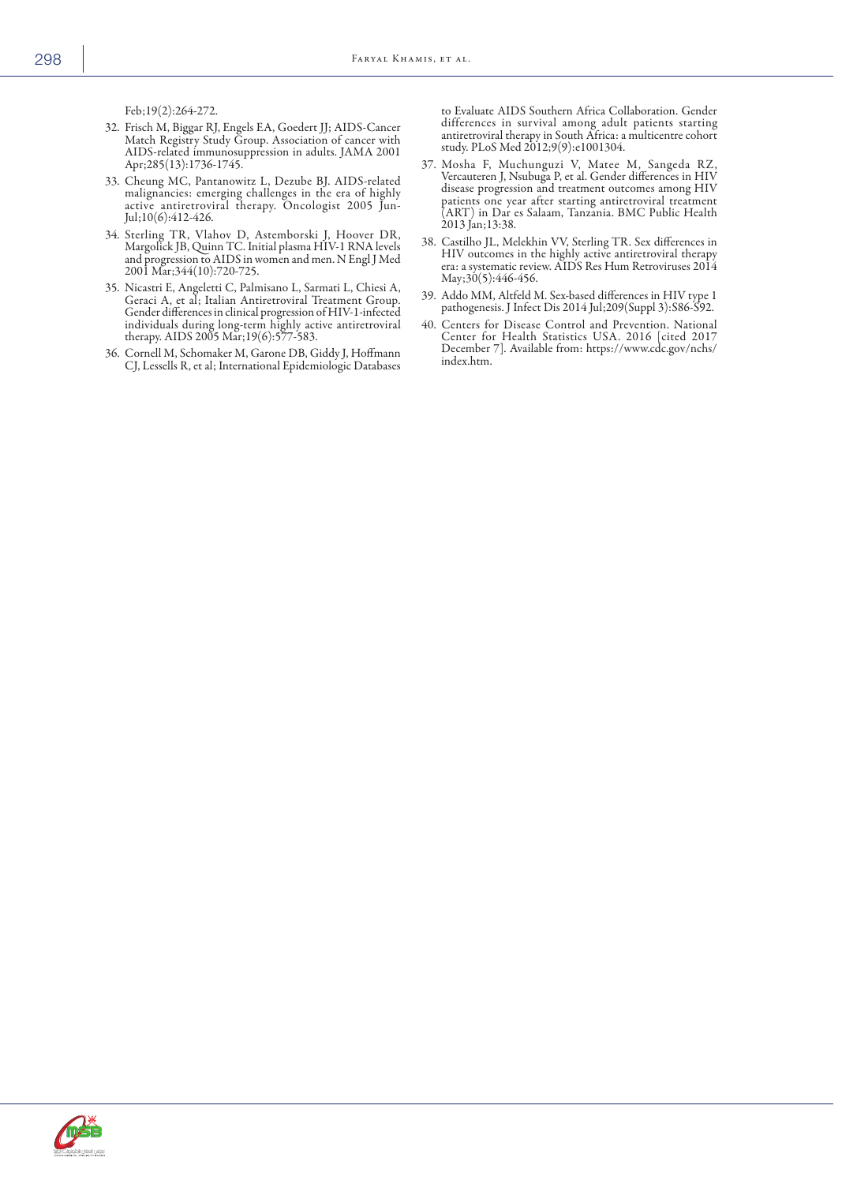Feb;19(2):264-272.

32. Frisch M, Biggar RJ, Engels EA, Goedert JJ; AIDS-Cancer Match Registry Study Group. Association of cancer with AIDS-related immunosuppression in adults. JAMA 2001 Apr;285(13):1736-1745.
33. Cheung MC, Pantanowitz L, Dezube BJ. AIDS-related malignancies: emerging challenges in the era of highly active antiretroviral therapy. Oncologist 2005 Jun-Jul;10(6):412-426.
34. Sterling TR, Vlahov D, Astemborski J, Hoover DR, Margolick JB, Quinn TC. Initial plasma HIV-1 RNA levels and progression to AIDS in women and men. N Engl J Med 2001 Mar;344(10):720-725.
35. Nicastri E, Angeletti C, Palmisano L, Sarmati L, Chiesi A, Geraci A, et al; Italian Antiretroviral Treatment Group. Gender differences in clinical progression of HIV-1-infected individuals during long-term highly active antiretroviral therapy. AIDS 2005 Mar;19(6):577-583.
36. Cornell M, Schomaker M, Garone DB, Giddy J, Hoffmann CJ, Lessells R, et al; International Epidemiologic Databases to Evaluate AIDS Southern Africa Collaboration. Gender differences in survival among adult patients starting antiretroviral therapy in South Africa: a multicentre cohort study. PLoS Med 2012;9(9):e1001304.
37. Mosha F, Muchunguzi V, Matee M, Sangeda RZ, Vercauteren J, Nsubuga P, et al. Gender differences in HIV disease progression and treatment outcomes among HIV patients one year after starting antiretroviral treatment (ART) in Dar es Salaam, Tanzania. BMC Public Health 2013 Jan;13:38.
38. Castilho JL, Melekhin VV, Sterling TR. Sex differences in HIV outcomes in the highly active antiretroviral therapy era: a systematic review. AIDS Res Hum Retroviruses 2014 May;30(5):446-456.
39. Addo MM, Altfeld M. Sex-based differences in HIV type 1 pathogenesis. J Infect Dis 2014 Jul;209(Suppl 3):S86-S92.
40. Centers for Disease Control and Prevention. National Center for Health Statistics USA. 2016 [cited 2017 December 7]. Available from: https://www.cdc.gov/nchs/index.htm.